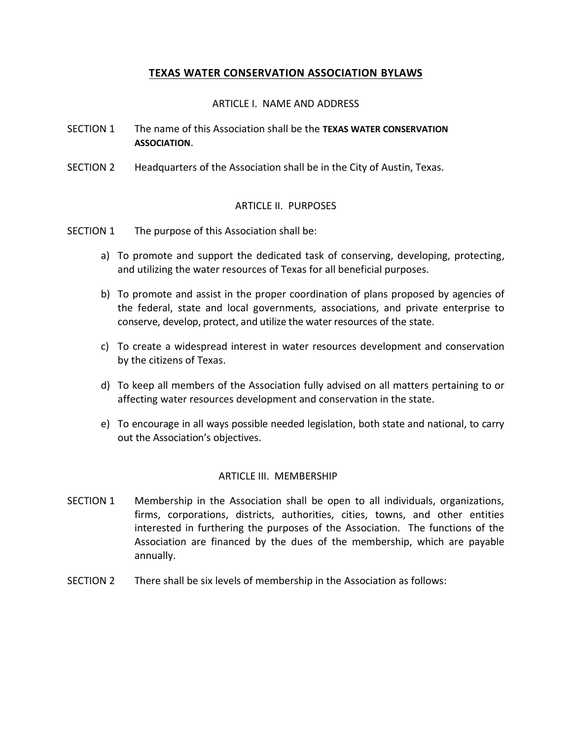# TEXAS WATER CONSERVATION ASSOCIATION BYLAWS

## ARTICLE I. NAME AND ADDRESS

SECTION 1 The name of this Association shall be the **TEXAS WATER CONSERVATION ASSOCIATION**.

SECTION 2 Headquarters of the Association shall be in the City of Austin, Texas.

## ARTICLE II. PURPOSES

SECTION 1 The purpose of this Association shall be:

a) To promote and support the dedicated task of conserving, developing, protecting, and utilizing the water resources of Texas for all beneficial purposes.

b) To promote and assist in the proper coordination of plans proposed by agencies of the federal, state and local governments, associations, and private enterprise to conserve, develop, protect, and utilize the water resources of the state.

c) To create a widespread interest in water resources development and conservation by the citizens of Texas.

d) To keep all members of the Association fully advised on all matters pertaining to or affecting water resources development and conservation in the state.

e) To encourage in all ways possible needed legislation, both state and national, to carry out the Association's objectives.

## ARTICLE III. MEMBERSHIP

SECTION 1 Membership in the Association shall be open to all individuals, organizations, firms, corporations, districts, authorities, cities, towns, and other entities interested in furthering the purposes of the Association. The functions of the Association are financed by the dues of the membership, which are payable annually.

SECTION 2 There shall be six levels of membership in the Association as follows: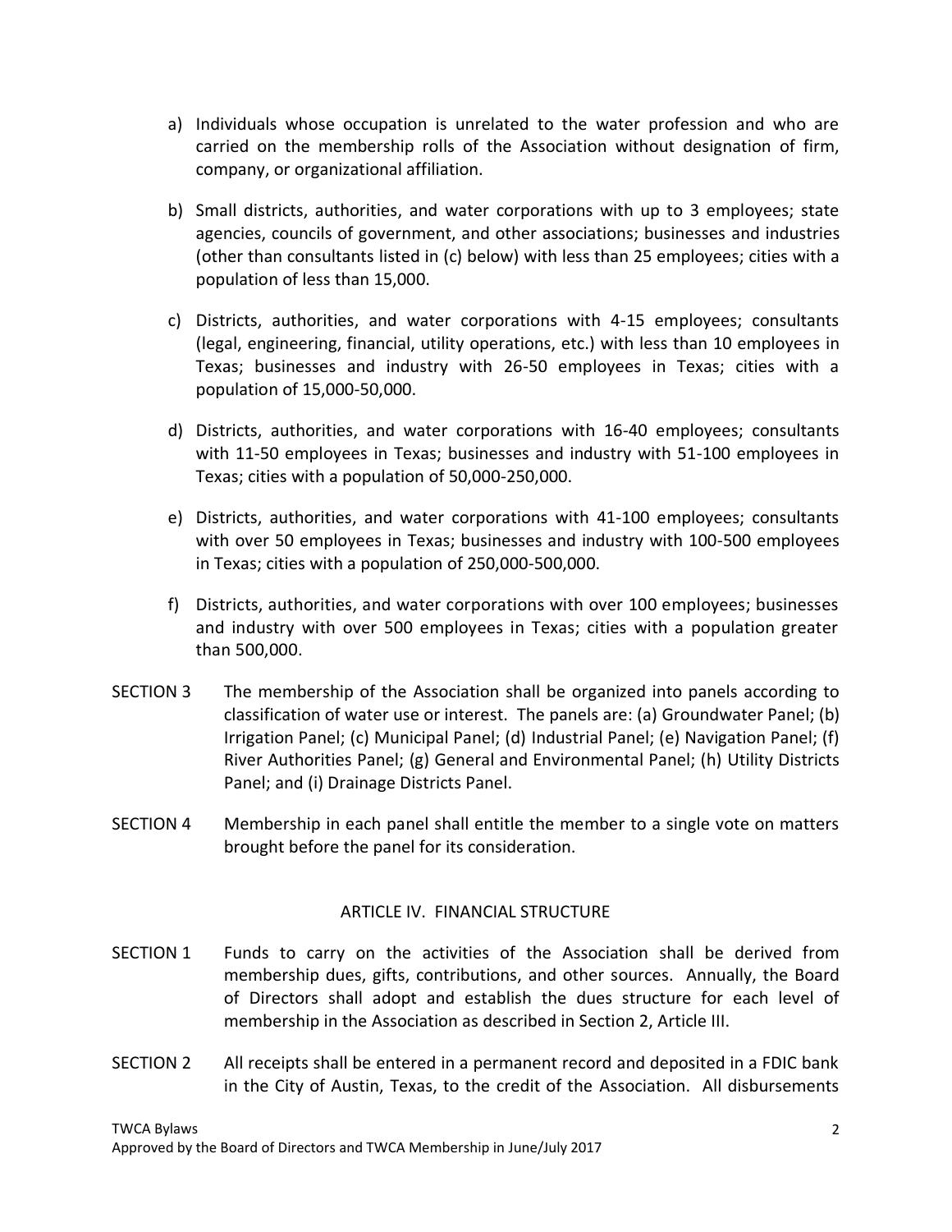a) Individuals whose occupation is unrelated to the water profession and who are carried on the membership rolls of the Association without designation of firm, company, or organizational affiliation.

b) Small districts, authorities, and water corporations with up to 3 employees; state agencies, councils of government, and other associations; businesses and industries (other than consultants listed in (c) below) with less than 25 employees; cities with a population of less than 15,000.

c) Districts, authorities, and water corporations with 4-15 employees; consultants (legal, engineering, financial, utility operations, etc.) with less than 10 employees in Texas; businesses and industry with 26-50 employees in Texas; cities with a population of 15,000-50,000.

d) Districts, authorities, and water corporations with 16-40 employees; consultants with 11-50 employees in Texas; businesses and industry with 51-100 employees in Texas; cities with a population of 50,000-250,000.

e) Districts, authorities, and water corporations with 41-100 employees; consultants with over 50 employees in Texas; businesses and industry with 100-500 employees in Texas; cities with a population of 250,000-500,000.

f) Districts, authorities, and water corporations with over 100 employees; businesses and industry with over 500 employees in Texas; cities with a population greater than 500,000.

SECTION 3 The membership of the Association shall be organized into panels according to classification of water use or interest. The panels are: (a) Groundwater Panel; (b) Irrigation Panel; (c) Municipal Panel; (d) Industrial Panel; (e) Navigation Panel; (f) River Authorities Panel; (g) General and Environmental Panel; (h) Utility Districts Panel; and (i) Drainage Districts Panel.

SECTION 4 Membership in each panel shall entitle the member to a single vote on matters brought before the panel for its consideration.

## ARTICLE IV. FINANCIAL STRUCTURE

SECTION 1 Funds to carry on the activities of the Association shall be derived from membership dues, gifts, contributions, and other sources. Annually, the Board of Directors shall adopt and establish the dues structure for each level of membership in the Association as described in Section 2, Article III.

SECTION 2 All receipts shall be entered in a permanent record and deposited in a FDIC bank in the City of Austin, Texas, to the credit of the Association. All disbursements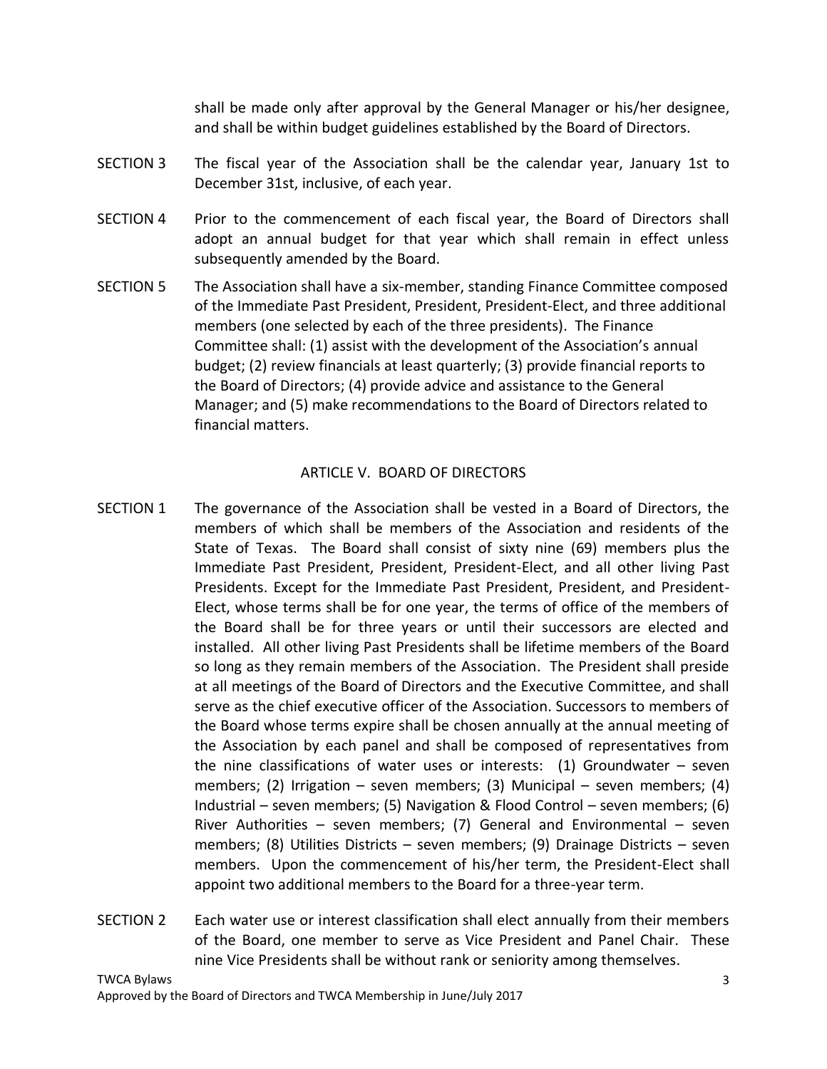shall be made only after approval by the General Manager or his/her designee, and shall be within budget guidelines established by the Board of Directors.

SECTION 3 The fiscal year of the Association shall be the calendar year, January 1st to December 31st, inclusive, of each year.

SECTION 4 Prior to the commencement of each fiscal year, the Board of Directors shall adopt an annual budget for that year which shall remain in effect unless subsequently amended by the Board.

SECTION 5 The Association shall have a six-member, standing Finance Committee composed of the Immediate Past President, President, President-Elect, and three additional members (one selected by each of the three presidents). The Finance Committee shall: (1) assist with the development of the Association's annual budget; (2) review financials at least quarterly; (3) provide financial reports to the Board of Directors; (4) provide advice and assistance to the General Manager; and (5) make recommendations to the Board of Directors related to financial matters.

## ARTICLE V. BOARD OF DIRECTORS

SECTION 1 The governance of the Association shall be vested in a Board of Directors, the members of which shall be members of the Association and residents of the State of Texas. The Board shall consist of sixty nine (69) members plus the Immediate Past President, President, President-Elect, and all other living Past Presidents. Except for the Immediate Past President, President, and President-Elect, whose terms shall be for one year, the terms of office of the members of the Board shall be for three years or until their successors are elected and installed. All other living Past Presidents shall be lifetime members of the Board so long as they remain members of the Association. The President shall preside at all meetings of the Board of Directors and the Executive Committee, and shall serve as the chief executive officer of the Association. Successors to members of the Board whose terms expire shall be chosen annually at the annual meeting of the Association by each panel and shall be composed of representatives from the nine classifications of water uses or interests: (1) Groundwater – seven members; (2) Irrigation – seven members; (3) Municipal – seven members; (4) Industrial – seven members; (5) Navigation & Flood Control – seven members; (6) River Authorities – seven members; (7) General and Environmental – seven members; (8) Utilities Districts – seven members; (9) Drainage Districts – seven members. Upon the commencement of his/her term, the President-Elect shall appoint two additional members to the Board for a three-year term.

SECTION 2 Each water use or interest classification shall elect annually from their members of the Board, one member to serve as Vice President and Panel Chair. These nine Vice Presidents shall be without rank or seniority among themselves.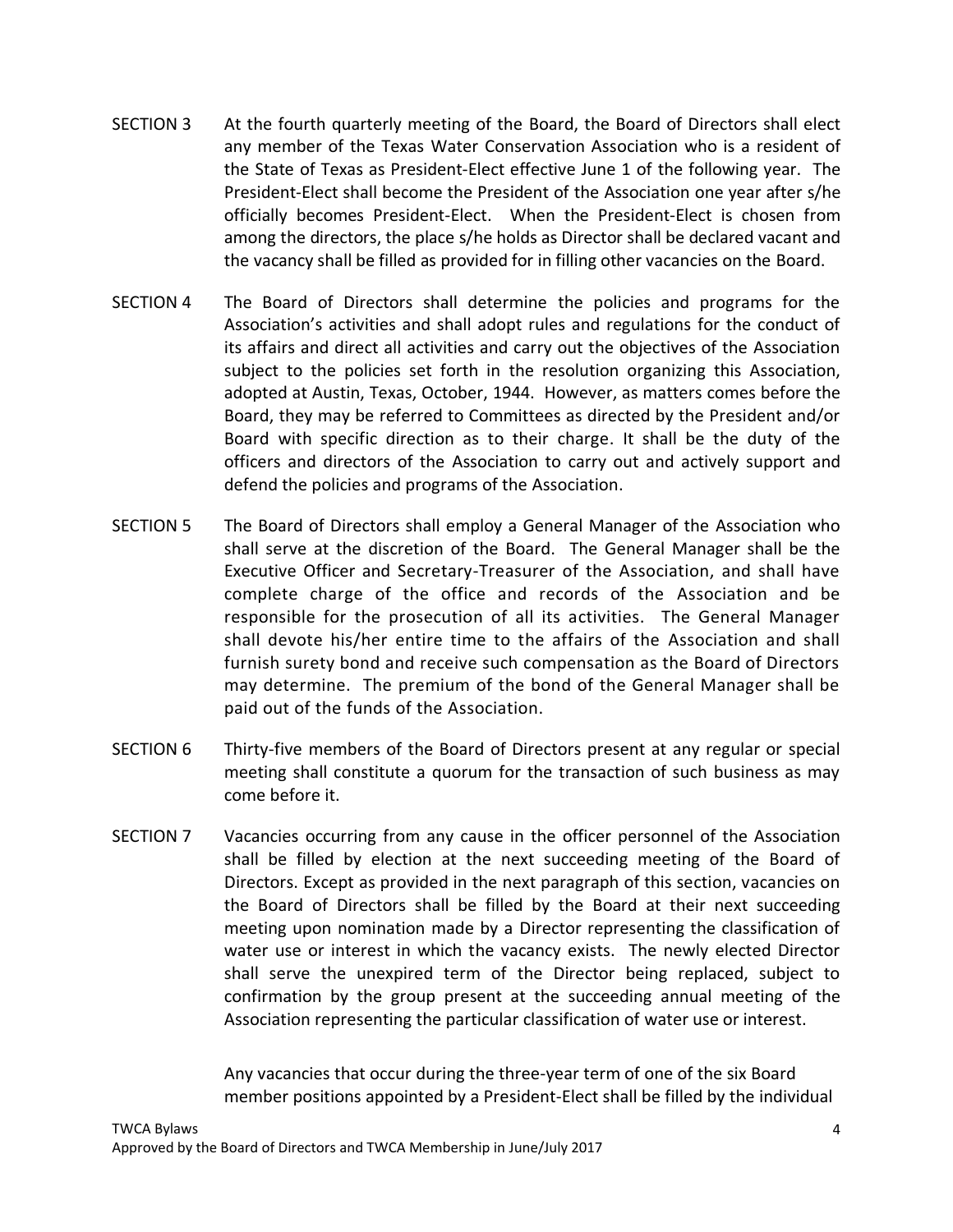SECTION 3 At the fourth quarterly meeting of the Board, the Board of Directors shall elect any member of the Texas Water Conservation Association who is a resident of the State of Texas as President-Elect effective June 1 of the following year. The President-Elect shall become the President of the Association one year after s/he officially becomes President-Elect. When the President-Elect is chosen from among the directors, the place s/he holds as Director shall be declared vacant and the vacancy shall be filled as provided for in filling other vacancies on the Board.

SECTION 4 The Board of Directors shall determine the policies and programs for the Association's activities and shall adopt rules and regulations for the conduct of its affairs and direct all activities and carry out the objectives of the Association subject to the policies set forth in the resolution organizing this Association, adopted at Austin, Texas, October, 1944. However, as matters comes before the Board, they may be referred to Committees as directed by the President and/or Board with specific direction as to their charge. It shall be the duty of the officers and directors of the Association to carry out and actively support and defend the policies and programs of the Association.

SECTION 5 The Board of Directors shall employ a General Manager of the Association who shall serve at the discretion of the Board. The General Manager shall be the Executive Officer and Secretary-Treasurer of the Association, and shall have complete charge of the office and records of the Association and be responsible for the prosecution of all its activities. The General Manager shall devote his/her entire time to the affairs of the Association and shall furnish surety bond and receive such compensation as the Board of Directors may determine. The premium of the bond of the General Manager shall be paid out of the funds of the Association.

SECTION 6 Thirty-five members of the Board of Directors present at any regular or special meeting shall constitute a quorum for the transaction of such business as may come before it.

SECTION 7 Vacancies occurring from any cause in the officer personnel of the Association shall be filled by election at the next succeeding meeting of the Board of Directors. Except as provided in the next paragraph of this section, vacancies on the Board of Directors shall be filled by the Board at their next succeeding meeting upon nomination made by a Director representing the classification of water use or interest in which the vacancy exists. The newly elected Director shall serve the unexpired term of the Director being replaced, subject to confirmation by the group present at the succeeding annual meeting of the Association representing the particular classification of water use or interest.

Any vacancies that occur during the three-year term of one of the six Board member positions appointed by a President-Elect shall be filled by the individual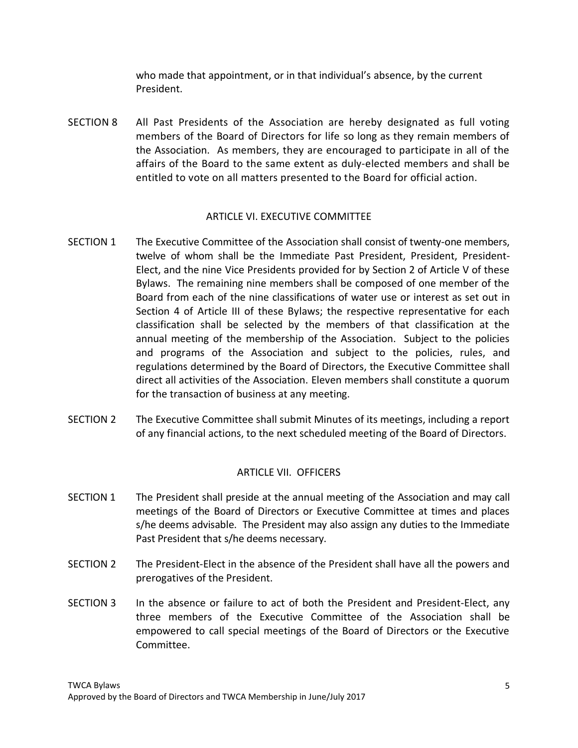who made that appointment, or in that individual's absence, by the current President.

SECTION 8 All Past Presidents of the Association are hereby designated as full voting members of the Board of Directors for life so long as they remain members of the Association. As members, they are encouraged to participate in all of the affairs of the Board to the same extent as duly-elected members and shall be entitled to vote on all matters presented to the Board for official action.

## ARTICLE VI. EXECUTIVE COMMITTEE

SECTION 1 The Executive Committee of the Association shall consist of twenty-one members, twelve of whom shall be the Immediate Past President, President, President-Elect, and the nine Vice Presidents provided for by Section 2 of Article V of these Bylaws. The remaining nine members shall be composed of one member of the Board from each of the nine classifications of water use or interest as set out in Section 4 of Article III of these Bylaws; the respective representative for each classification shall be selected by the members of that classification at the annual meeting of the membership of the Association. Subject to the policies and programs of the Association and subject to the policies, rules, and regulations determined by the Board of Directors, the Executive Committee shall direct all activities of the Association. Eleven members shall constitute a quorum for the transaction of business at any meeting.

SECTION 2 The Executive Committee shall submit Minutes of its meetings, including a report of any financial actions, to the next scheduled meeting of the Board of Directors.

## ARTICLE VII. OFFICERS

SECTION 1 The President shall preside at the annual meeting of the Association and may call meetings of the Board of Directors or Executive Committee at times and places s/he deems advisable. The President may also assign any duties to the Immediate Past President that s/he deems necessary.

SECTION 2 The President-Elect in the absence of the President shall have all the powers and prerogatives of the President.

SECTION 3 In the absence or failure to act of both the President and President-Elect, any three members of the Executive Committee of the Association shall be empowered to call special meetings of the Board of Directors or the Executive Committee.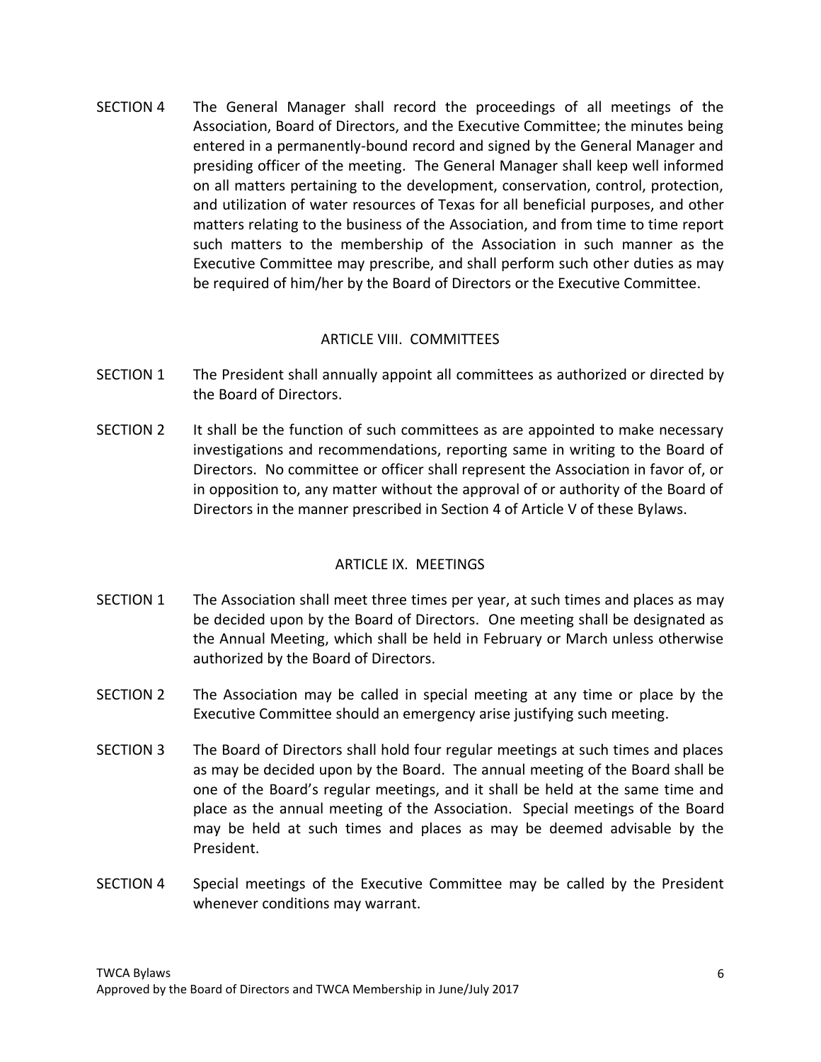SECTION 4 The General Manager shall record the proceedings of all meetings of the Association, Board of Directors, and the Executive Committee; the minutes being entered in a permanently-bound record and signed by the General Manager and presiding officer of the meeting. The General Manager shall keep well informed on all matters pertaining to the development, conservation, control, protection, and utilization of water resources of Texas for all beneficial purposes, and other matters relating to the business of the Association, and from time to time report such matters to the membership of the Association in such manner as the Executive Committee may prescribe, and shall perform such other duties as may be required of him/her by the Board of Directors or the Executive Committee.

## ARTICLE VIII. COMMITTEES

SECTION 1 The President shall annually appoint all committees as authorized or directed by the Board of Directors.

SECTION 2 It shall be the function of such committees as are appointed to make necessary investigations and recommendations, reporting same in writing to the Board of Directors. No committee or officer shall represent the Association in favor of, or in opposition to, any matter without the approval of or authority of the Board of Directors in the manner prescribed in Section 4 of Article V of these Bylaws.

## ARTICLE IX. MEETINGS

SECTION 1 The Association shall meet three times per year, at such times and places as may be decided upon by the Board of Directors. One meeting shall be designated as the Annual Meeting, which shall be held in February or March unless otherwise authorized by the Board of Directors.

SECTION 2 The Association may be called in special meeting at any time or place by the Executive Committee should an emergency arise justifying such meeting.

SECTION 3 The Board of Directors shall hold four regular meetings at such times and places as may be decided upon by the Board. The annual meeting of the Board shall be one of the Board's regular meetings, and it shall be held at the same time and place as the annual meeting of the Association. Special meetings of the Board may be held at such times and places as may be deemed advisable by the President.

SECTION 4 Special meetings of the Executive Committee may be called by the President whenever conditions may warrant.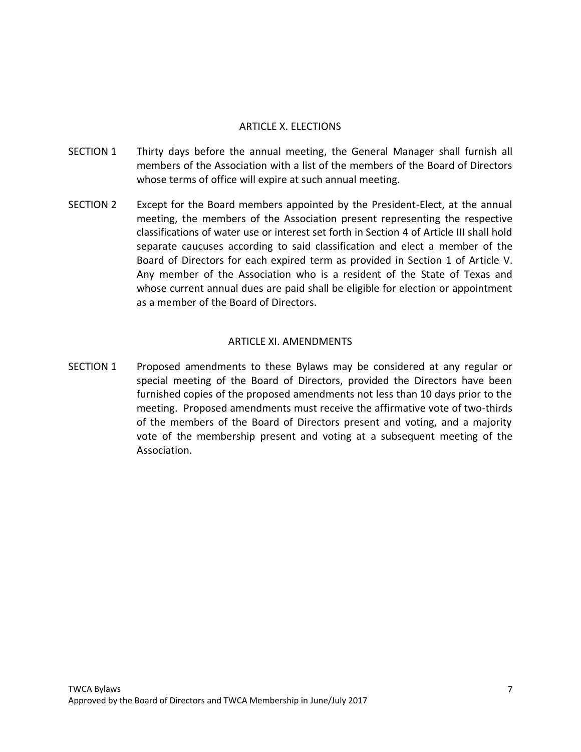## ARTICLE X. ELECTIONS

SECTION 1 Thirty days before the annual meeting, the General Manager shall furnish all members of the Association with a list of the members of the Board of Directors whose terms of office will expire at such annual meeting.

SECTION 2 Except for the Board members appointed by the President-Elect, at the annual meeting, the members of the Association present representing the respective classifications of water use or interest set forth in Section 4 of Article III shall hold separate caucuses according to said classification and elect a member of the Board of Directors for each expired term as provided in Section 1 of Article V. Any member of the Association who is a resident of the State of Texas and whose current annual dues are paid shall be eligible for election or appointment as a member of the Board of Directors.

## ARTICLE XI. AMENDMENTS

SECTION 1 Proposed amendments to these Bylaws may be considered at any regular or special meeting of the Board of Directors, provided the Directors have been furnished copies of the proposed amendments not less than 10 days prior to the meeting. Proposed amendments must receive the affirmative vote of two-thirds of the members of the Board of Directors present and voting, and a majority vote of the membership present and voting at a subsequent meeting of the Association.